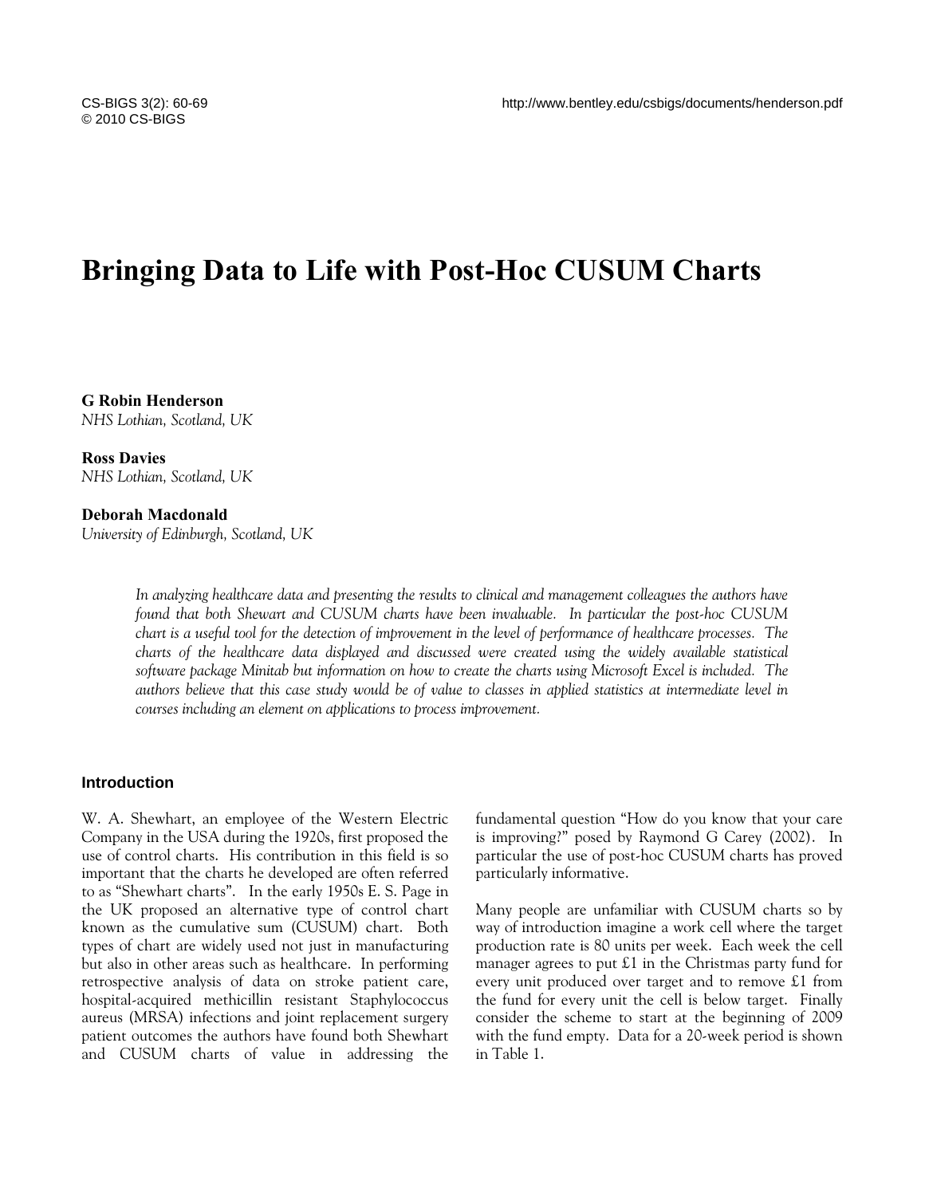# Bringing Data to Life with Post-Hoc CUSUM Charts

**G Robin Henderson**
*NHS Lothian, Scotland, UK*

**Ross Davies**
*NHS Lothian, Scotland, UK*

**Deborah Macdonald**
*University of Edinburgh, Scotland, UK*

*In analyzing healthcare data and presenting the results to clinical and management colleagues the authors have found that both Shewart and CUSUM charts have been invaluable. In particular the post-hoc CUSUM chart is a useful tool for the detection of improvement in the level of performance of healthcare processes. The charts of the healthcare data displayed and discussed were created using the widely available statistical software package Minitab but information on how to create the charts using Microsoft Excel is included. The authors believe that this case study would be of value to classes in applied statistics at intermediate level in courses including an element on applications to process improvement.*

## Introduction

W. A. Shewhart, an employee of the Western Electric Company in the USA during the 1920s, first proposed the use of control charts. His contribution in this field is so important that the charts he developed are often referred to as "Shewhart charts". In the early 1950s E. S. Page in the UK proposed an alternative type of control chart known as the cumulative sum (CUSUM) chart. Both types of chart are widely used not just in manufacturing but also in other areas such as healthcare. In performing retrospective analysis of data on stroke patient care, hospital-acquired methicillin resistant Staphylococcus aureus (MRSA) infections and joint replacement surgery patient outcomes the authors have found both Shewhart and CUSUM charts of value in addressing the fundamental question "How do you know that your care is improving?" posed by Raymond G Carey (2002). In particular the use of post-hoc CUSUM charts has proved particularly informative.

Many people are unfamiliar with CUSUM charts so by way of introduction imagine a work cell where the target production rate is 80 units per week. Each week the cell manager agrees to put £1 in the Christmas party fund for every unit produced over target and to remove £1 from the fund for every unit the cell is below target. Finally consider the scheme to start at the beginning of 2009 with the fund empty. Data for a 20-week period is shown in Table 1.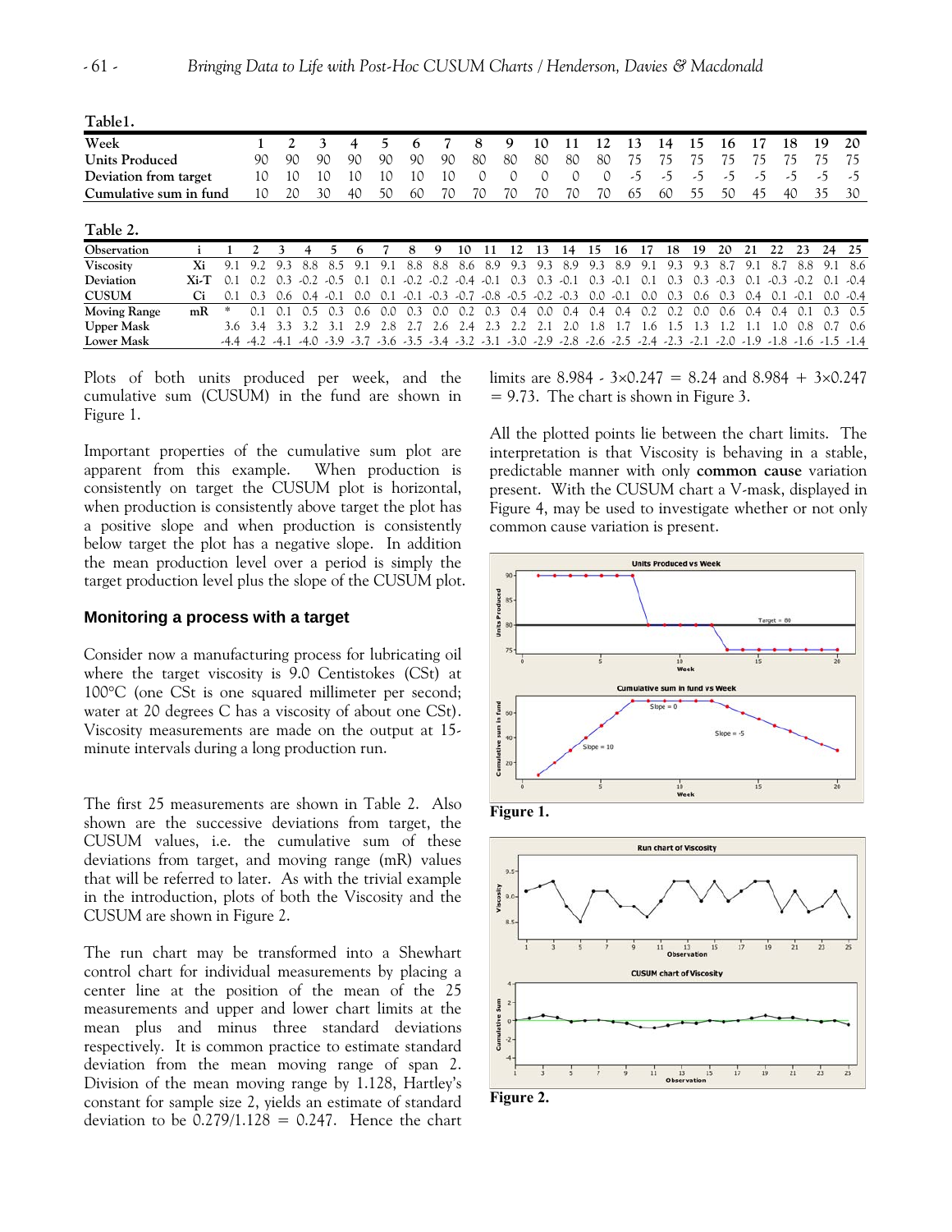**Table1.**

| Week | 1 | 2 | 3 | 4 | 5 | 6 | 7 | 8 | 9 | 10 | 11 | 12 | 13 | 14 | 15 | 16 | 17 | 18 | 19 | 20 |
|---|---|---|---|---|---|---|---|---|---|---|---|---|---|---|---|---|---|---|---|---|
| Units Produced | 90 | 90 | 90 | 90 | 90 | 90 | 90 | 80 | 80 | 80 | 80 | 80 | 75 | 75 | 75 | 75 | 75 | 75 | 75 | 75 |
| Deviation from target | 10 | 10 | 10 | 10 | 10 | 10 | 10 | 0 | 0 | 0 | 0 | 0 | -5 | -5 | -5 | -5 | -5 | -5 | -5 | -5 |
| Cumulative sum in fund | 10 | 20 | 30 | 40 | 50 | 60 | 70 | 70 | 70 | 70 | 70 | 70 | 65 | 60 | 55 | 50 | 45 | 40 | 35 | 30 |

**Table 2.**

| Observation | i | 1 | 2 | 3 | 4 | 5 | 6 | 7 | 8 | 9 | 10 | 11 | 12 | 13 | 14 | 15 | 16 | 17 | 18 | 19 | 20 | 21 | 22 | 23 | 24 | 25 |
|---|---|---|---|---|---|---|---|---|---|---|---|---|---|---|---|---|---|---|---|---|---|---|---|---|---|---|
| Viscosity | Xi | 9.1 | 9.2 | 9.3 | 8.8 | 8.5 | 9.1 | 9.1 | 8.8 | 8.8 | 8.6 | 8.9 | 9.3 | 9.3 | 8.9 | 9.3 | 8.9 | 9.1 | 9.3 | 9.3 | 8.7 | 9.1 | 8.7 | 8.8 | 9.1 | 8.6 |
| Deviation | Xi-T | 0.1 | 0.2 | 0.3 | -0.2 | -0.5 | 0.1 | 0.1 | -0.2 | -0.2 | -0.4 | -0.1 | 0.3 | 0.3 | -0.1 | 0.3 | -0.1 | 0.1 | 0.3 | 0.3 | -0.3 | 0.1 | -0.3 | -0.2 | 0.1 | -0.4 |
| CUSUM | Ci | 0.1 | 0.3 | 0.6 | 0.4 | -0.1 | 0.0 | 0.1 | -0.1 | -0.3 | -0.7 | -0.8 | -0.5 | -0.2 | -0.3 | 0.0 | -0.1 | 0.0 | 0.3 | 0.6 | 0.3 | 0.4 | 0.1 | -0.1 | 0.0 | -0.4 |
| Moving Range | mR | * | 0.1 | 0.1 | 0.5 | 0.3 | 0.6 | 0.0 | 0.3 | 0.0 | 0.2 | 0.3 | 0.4 | 0.0 | 0.4 | 0.4 | 0.4 | 0.2 | 0.2 | 0.0 | 0.6 | 0.4 | 0.4 | 0.1 | 0.3 | 0.5 |
| Upper Mask | | 3.6 | 3.4 | 3.3 | 3.2 | 3.1 | 2.9 | 2.8 | 2.7 | 2.6 | 2.4 | 2.3 | 2.2 | 2.1 | 2.0 | 1.8 | 1.7 | 1.6 | 1.5 | 1.3 | 1.2 | 1.1 | 1.0 | 0.8 | 0.7 | 0.6 |
| Lower Mask | | -4.4 | -4.2 | -4.1 | -4.0 | -3.9 | -3.7 | -3.6 | -3.5 | -3.4 | -3.2 | -3.1 | -3.0 | -2.9 | -2.8 | -2.6 | -2.5 | -2.4 | -2.3 | -2.1 | -2.0 | -1.9 | -1.8 | -1.6 | -1.5 | -1.4 |

Plots of both units produced per week, and the cumulative sum (CUSUM) in the fund are shown in Figure 1.

Important properties of the cumulative sum plot are apparent from this example. When production is consistently on target the CUSUM plot is horizontal, when production is consistently above target the plot has a positive slope and when production is consistently below target the plot has a negative slope. In addition the mean production level over a period is simply the target production level plus the slope of the CUSUM plot.

### Monitoring a process with a target

Consider now a manufacturing process for lubricating oil where the target viscosity is 9.0 Centistokes (CSt) at 100°C (one CSt is one squared millimeter per second; water at 20 degrees C has a viscosity of about one CSt). Viscosity measurements are made on the output at 15-minute intervals during a long production run.

The first 25 measurements are shown in Table 2. Also shown are the successive deviations from target, the CUSUM values, i.e. the cumulative sum of these deviations from target, and moving range (mR) values that will be referred to later. As with the trivial example in the introduction, plots of both the Viscosity and the CUSUM are shown in Figure 2.

The run chart may be transformed into a Shewhart control chart for individual measurements by placing a center line at the position of the mean of the 25 measurements and upper and lower chart limits at the mean plus and minus three standard deviations respectively. It is common practice to estimate standard deviation from the mean moving range of span 2. Division of the mean moving range by 1.128, Hartley's constant for sample size 2, yields an estimate of standard deviation to be $0.279/1.128 = 0.247$. Hence the chart limits are $8.984 - 3\times0.247 = 8.24$ and $8.984 + 3\times0.247 = 9.73$. The chart is shown in Figure 3.

All the plotted points lie between the chart limits. The interpretation is that Viscosity is behaving in a stable, predictable manner with only **common cause** variation present. With the CUSUM chart a V-mask, displayed in Figure 4, may be used to investigate whether or not only common cause variation is present.

**Figure 1.**

**Figure 2.**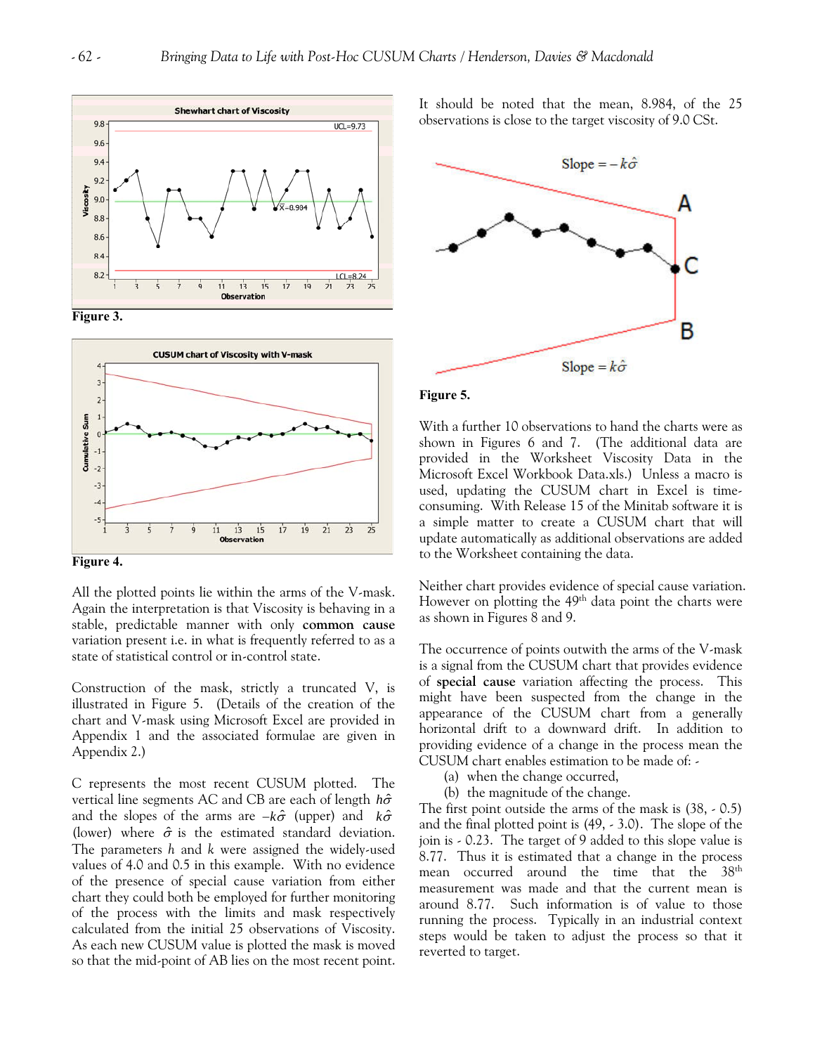Figure 3.

Figure 4.

All the plotted points lie within the arms of the V-mask. Again the interpretation is that Viscosity is behaving in a stable, predictable manner with only **common cause** variation present i.e. in what is frequently referred to as a state of statistical control or in-control state.

Construction of the mask, strictly a truncated V, is illustrated in Figure 5. (Details of the creation of the chart and V-mask using Microsoft Excel are provided in Appendix 1 and the associated formulae are given in Appendix 2.)

C represents the most recent CUSUM plotted. The vertical line segments AC and CB are each of length $h\hat{\sigma}$ and the slopes of the arms are $-k\hat{\sigma}$ (upper) and $k\hat{\sigma}$ (lower) where $\hat{\sigma}$ is the estimated standard deviation. The parameters $h$ and $k$ were assigned the widely-used values of 4.0 and 0.5 in this example. With no evidence of the presence of special cause variation from either chart they could both be employed for further monitoring of the process with the limits and mask respectively calculated from the initial 25 observations of Viscosity. As each new CUSUM value is plotted the mask is moved so that the mid-point of AB lies on the most recent point.

It should be noted that the mean, 8.984, of the 25 observations is close to the target viscosity of 9.0 CSt.

Figure 5.

With a further 10 observations to hand the charts were as shown in Figures 6 and 7. (The additional data are provided in the Worksheet Viscosity Data in the Microsoft Excel Workbook Data.xls.) Unless a macro is used, updating the CUSUM chart in Excel is time-consuming. With Release 15 of the Minitab software it is a simple matter to create a CUSUM chart that will update automatically as additional observations are added to the Worksheet containing the data.

Neither chart provides evidence of special cause variation. However on plotting the 49th data point the charts were as shown in Figures 8 and 9.

The occurrence of points outwith the arms of the V-mask is a signal from the CUSUM chart that provides evidence of **special cause** variation affecting the process. This might have been suspected from the change in the appearance of the CUSUM chart from a generally horizontal drift to a downward drift. In addition to providing evidence of a change in the process mean the CUSUM chart enables estimation to be made of: -

(a) when the change occurred,
(b) the magnitude of the change.

The first point outside the arms of the mask is (38, - 0.5) and the final plotted point is (49, - 3.0). The slope of the join is - 0.23. The target of 9 added to this slope value is 8.77. Thus it is estimated that a change in the process mean occurred around the time that the 38th measurement was made and that the current mean is around 8.77. Such information is of value to those running the process. Typically in an industrial context steps would be taken to adjust the process so that it reverted to target.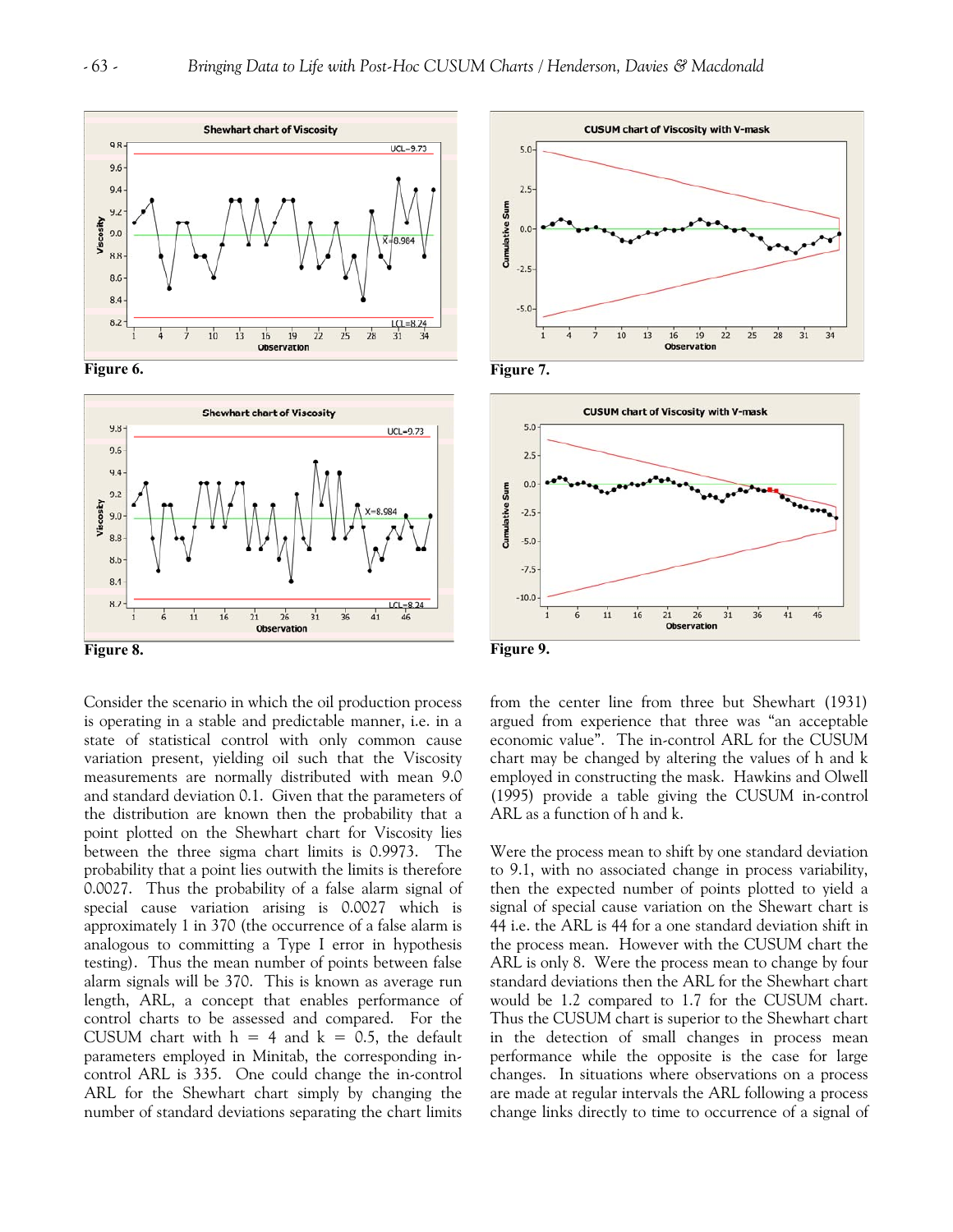Figure 6.

Figure 7.

Figure 8.

Figure 9.

Consider the scenario in which the oil production process is operating in a stable and predictable manner, i.e. in a state of statistical control with only common cause variation present, yielding oil such that the Viscosity measurements are normally distributed with mean 9.0 and standard deviation 0.1. Given that the parameters of the distribution are known then the probability that a point plotted on the Shewhart chart for Viscosity lies between the three sigma chart limits is 0.9973. The probability that a point lies outwith the limits is therefore 0.0027. Thus the probability of a false alarm signal of special cause variation arising is 0.0027 which is approximately 1 in 370 (the occurrence of a false alarm is analogous to committing a Type I error in hypothesis testing). Thus the mean number of points between false alarm signals will be 370. This is known as average run length, ARL, a concept that enables performance of control charts to be assessed and compared. For the CUSUM chart with h = 4 and k = 0.5, the default parameters employed in Minitab, the corresponding in-control ARL is 335. One could change the in-control ARL for the Shewhart chart simply by changing the number of standard deviations separating the chart limits from the center line from three but Shewhart (1931) argued from experience that three was "an acceptable economic value". The in-control ARL for the CUSUM chart may be changed by altering the values of h and k employed in constructing the mask. Hawkins and Olwell (1995) provide a table giving the CUSUM in-control ARL as a function of h and k.

Were the process mean to shift by one standard deviation to 9.1, with no associated change in process variability, then the expected number of points plotted to yield a signal of special cause variation on the Shewart chart is 44 i.e. the ARL is 44 for a one standard deviation shift in the process mean. However with the CUSUM chart the ARL is only 8. Were the process mean to change by four standard deviations then the ARL for the Shewhart chart would be 1.2 compared to 1.7 for the CUSUM chart. Thus the CUSUM chart is superior to the Shewhart chart in the detection of small changes in process mean performance while the opposite is the case for large changes. In situations where observations on a process are made at regular intervals the ARL following a process change links directly to time to occurrence of a signal of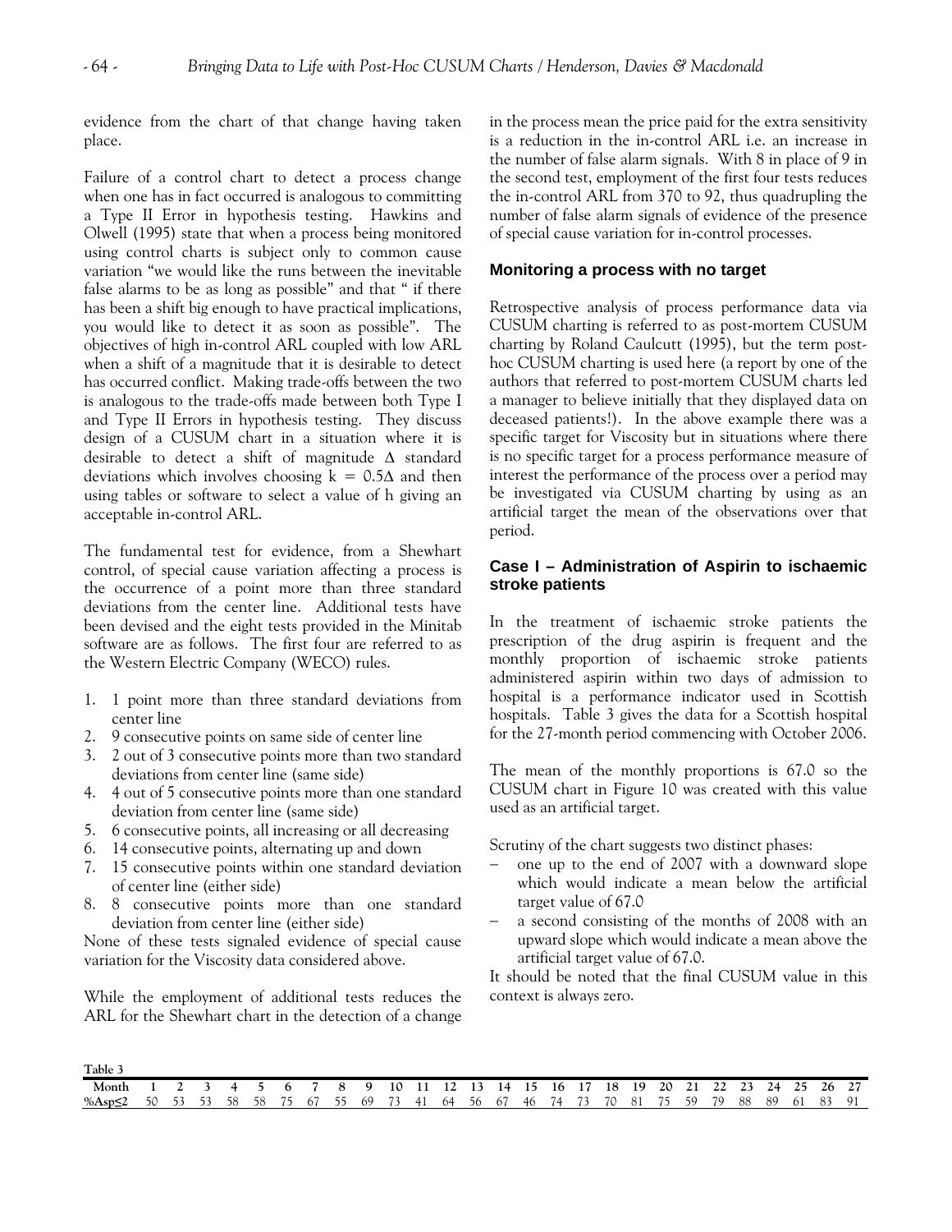evidence from the chart of that change having taken place.

Failure of a control chart to detect a process change when one has in fact occurred is analogous to committing a Type II Error in hypothesis testing. Hawkins and Olwell (1995) state that when a process being monitored using control charts is subject only to common cause variation "we would like the runs between the inevitable false alarms to be as long as possible" and that " if there has been a shift big enough to have practical implications, you would like to detect it as soon as possible". The objectives of high in-control ARL coupled with low ARL when a shift of a magnitude that it is desirable to detect has occurred conflict. Making trade-offs between the two is analogous to the trade-offs made between both Type I and Type II Errors in hypothesis testing. They discuss design of a CUSUM chart in a situation where it is desirable to detect a shift of magnitude $\Delta$ standard deviations which involves choosing $k = 0.5\Delta$ and then using tables or software to select a value of h giving an acceptable in-control ARL.

The fundamental test for evidence, from a Shewhart control, of special cause variation affecting a process is the occurrence of a point more than three standard deviations from the center line. Additional tests have been devised and the eight tests provided in the Minitab software are as follows. The first four are referred to as the Western Electric Company (WECO) rules.

1. 1 point more than three standard deviations from center line
2. 9 consecutive points on same side of center line
3. 2 out of 3 consecutive points more than two standard deviations from center line (same side)
4. 4 out of 5 consecutive points more than one standard deviation from center line (same side)
5. 6 consecutive points, all increasing or all decreasing
6. 14 consecutive points, alternating up and down
7. 15 consecutive points within one standard deviation of center line (either side)
8. 8 consecutive points more than one standard deviation from center line (either side)

None of these tests signaled evidence of special cause variation for the Viscosity data considered above.

While the employment of additional tests reduces the ARL for the Shewhart chart in the detection of a change in the process mean the price paid for the extra sensitivity is a reduction in the in-control ARL i.e. an increase in the number of false alarm signals. With 8 in place of 9 in the second test, employment of the first four tests reduces the in-control ARL from 370 to 92, thus quadrupling the number of false alarm signals of evidence of the presence of special cause variation for in-control processes.

## Monitoring a process with no target

Retrospective analysis of process performance data via CUSUM charting is referred to as post-mortem CUSUM charting by Roland Caulcutt (1995), but the term post-hoc CUSUM charting is used here (a report by one of the authors that referred to post-mortem CUSUM charts led a manager to believe initially that they displayed data on deceased patients!). In the above example there was a specific target for Viscosity but in situations where there is no specific target for a process performance measure of interest the performance of the process over a period may be investigated via CUSUM charting by using as an artificial target the mean of the observations over that period.

## Case I – Administration of Aspirin to ischaemic stroke patients

In the treatment of ischaemic stroke patients the prescription of the drug aspirin is frequent and the monthly proportion of ischaemic stroke patients administered aspirin within two days of admission to hospital is a performance indicator used in Scottish hospitals. Table 3 gives the data for a Scottish hospital for the 27-month period commencing with October 2006.

The mean of the monthly proportions is 67.0 so the CUSUM chart in Figure 10 was created with this value used as an artificial target.

Scrutiny of the chart suggests two distinct phases:

- one up to the end of 2007 with a downward slope which would indicate a mean below the artificial target value of 67.0
- a second consisting of the months of 2008 with an upward slope which would indicate a mean above the artificial target value of 67.0.

It should be noted that the final CUSUM value in this context is always zero.

**Table 3**

| Month | 1 | 2 | 3 | 4 | 5 | 6 | 7 | 8 | 9 | 10 | 11 | 12 | 13 | 14 | 15 | 16 | 17 | 18 | 19 | 20 | 21 | 22 | 23 | 24 | 25 | 26 | 27 |
|---|---|---|---|---|---|---|---|---|---|---|---|---|---|---|---|---|---|---|---|---|---|---|---|---|---|---|---|
| %Asp≤2 | 50 | 53 | 53 | 58 | 58 | 75 | 67 | 55 | 69 | 73 | 41 | 64 | 56 | 67 | 46 | 74 | 73 | 70 | 81 | 75 | 59 | 79 | 88 | 89 | 61 | 83 | 91 |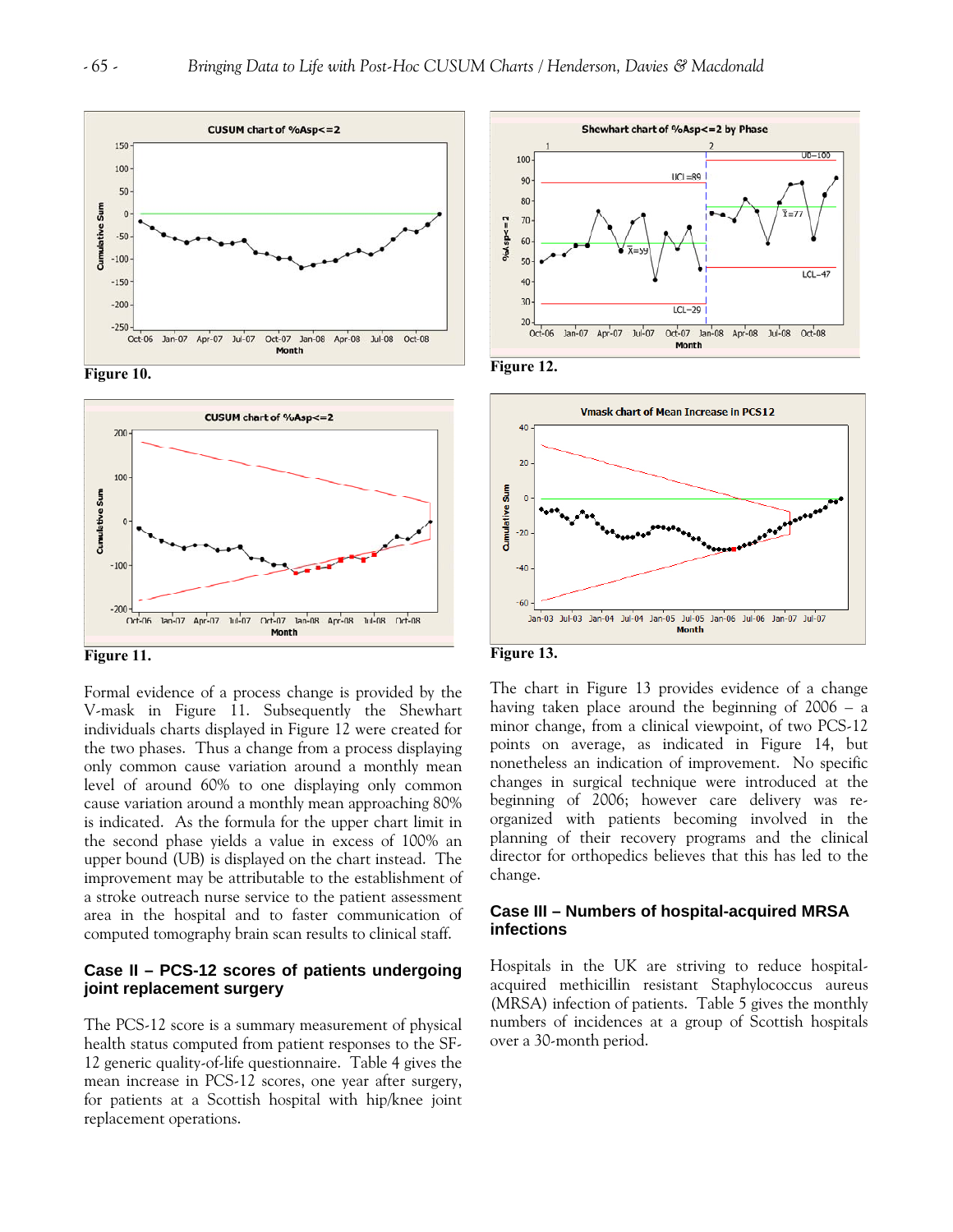Figure 10.

Figure 11.

Figure 12.

Figure 13.

Formal evidence of a process change is provided by the V-mask in Figure 11. Subsequently the Shewhart individuals charts displayed in Figure 12 were created for the two phases. Thus a change from a process displaying only common cause variation around a monthly mean level of around 60% to one displaying only common cause variation around a monthly mean approaching 80% is indicated. As the formula for the upper chart limit in the second phase yields a value in excess of 100% an upper bound (UB) is displayed on the chart instead. The improvement may be attributable to the establishment of a stroke outreach nurse service to the patient assessment area in the hospital and to faster communication of computed tomography brain scan results to clinical staff.

### Case II – PCS-12 scores of patients undergoing joint replacement surgery

The PCS-12 score is a summary measurement of physical health status computed from patient responses to the SF-12 generic quality-of-life questionnaire. Table 4 gives the mean increase in PCS-12 scores, one year after surgery, for patients at a Scottish hospital with hip/knee joint replacement operations.

The chart in Figure 13 provides evidence of a change having taken place around the beginning of 2006 – a minor change, from a clinical viewpoint, of two PCS-12 points on average, as indicated in Figure 14, but nonetheless an indication of improvement. No specific changes in surgical technique were introduced at the beginning of 2006; however care delivery was re-organized with patients becoming involved in the planning of their recovery programs and the clinical director for orthopedics believes that this has led to the change.

### Case III – Numbers of hospital-acquired MRSA infections

Hospitals in the UK are striving to reduce hospital-acquired methicillin resistant Staphylococcus aureus (MRSA) infection of patients. Table 5 gives the monthly numbers of incidences at a group of Scottish hospitals over a 30-month period.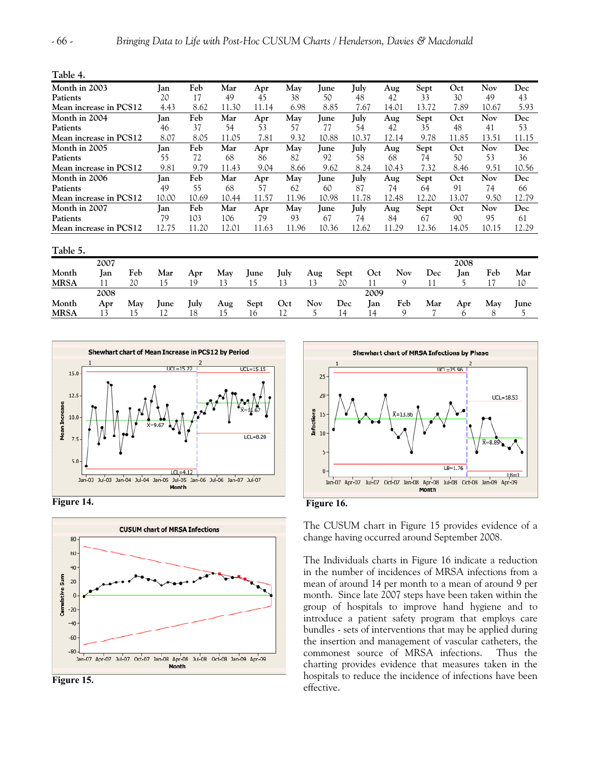**Table 4.**

| Month in 2003 | Jan | Feb | Mar | Apr | May | June | July | Aug | Sept | Oct | Nov | Dec |
|---|---|---|---|---|---|---|---|---|---|---|---|---|
| Patients | 20 | 17 | 49 | 45 | 38 | 50 | 48 | 42 | 33 | 30 | 49 | 43 |
| Mean increase in PCS12 | 4.43 | 8.62 | 11.30 | 11.14 | 6.98 | 8.85 | 7.67 | 14.01 | 13.72 | 7.89 | 10.67 | 5.93 |
| Month in 2004 | Jan | Feb | Mar | Apr | May | June | July | Aug | Sept | Oct | Nov | Dec |
| Patients | 46 | 37 | 54 | 53 | 57 | 77 | 54 | 42 | 35 | 48 | 41 | 53 |
| Mean increase in PCS12 | 8.07 | 8.05 | 11.05 | 7.81 | 9.32 | 10.88 | 10.37 | 12.14 | 9.78 | 11.85 | 13.51 | 11.15 |
| Month in 2005 | Jan | Feb | Mar | Apr | May | June | July | Aug | Sept | Oct | Nov | Dec |
| Patients | 55 | 72 | 68 | 86 | 82 | 92 | 58 | 68 | 74 | 50 | 53 | 36 |
| Mean increase in PCS12 | 9.81 | 9.79 | 11.43 | 9.04 | 8.66 | 9.62 | 8.24 | 10.43 | 7.32 | 8.46 | 9.51 | 10.56 |
| Month in 2006 | Jan | Feb | Mar | Apr | May | June | July | Aug | Sept | Oct | Nov | Dec |
| Patients | 49 | 55 | 68 | 57 | 62 | 60 | 87 | 74 | 64 | 91 | 74 | 66 |
| Mean increase in PCS12 | 10.00 | 10.69 | 10.44 | 11.57 | 11.96 | 10.98 | 11.78 | 12.48 | 12.20 | 13.07 | 9.50 | 12.79 |
| Month in 2007 | Jan | Feb | Mar | Apr | May | June | July | Aug | Sept | Oct | Nov | Dec |
| Patients | 79 | 103 | 106 | 79 | 93 | 67 | 74 | 84 | 67 | 90 | 95 | 61 |
| Mean increase in PCS12 | 12.75 | 11.20 | 12.01 | 11.63 | 11.96 | 10.36 | 12.62 | 11.29 | 12.36 | 14.05 | 10.15 | 12.29 |

**Table 5.**

| | 2007 | | | | | | | | | | | | 2008 | | |
|---|---|---|---|---|---|---|---|---|---|---|---|---|---|---|---|
| Month | Jan | Feb | Mar | Apr | May | June | July | Aug | Sept | Oct | Nov | Dec | Jan | Feb | Mar |
| MRSA | 11 | 20 | 15 | 19 | 13 | 15 | 13 | 13 | 20 | 11 | 9 | 11 | 5 | 17 | 10 |
| | 2008 | | | | | | | | | 2009 | | | | | |
| Month | Apr | May | June | July | Aug | Sept | Oct | Nov | Dec | Jan | Feb | Mar | Apr | May | June |
| MRSA | 13 | 15 | 12 | 18 | 15 | 16 | 12 | 5 | 14 | 14 | 9 | 7 | 6 | 8 | 5 |

**Figure 14.**

**Figure 15.**

**Figure 16.**

The CUSUM chart in Figure 15 provides evidence of a change having occurred around September 2008.

The Individuals charts in Figure 16 indicate a reduction in the number of incidences of MRSA infections from a mean of around 14 per month to a mean of around 9 per month. Since late 2007 steps have been taken within the group of hospitals to improve hand hygiene and to introduce a patient safety program that employs care bundles - sets of interventions that may be applied during the insertion and management of vascular catheters, the commonest source of MRSA infections. Thus the charting provides evidence that measures taken in the hospitals to reduce the incidence of infections have been effective.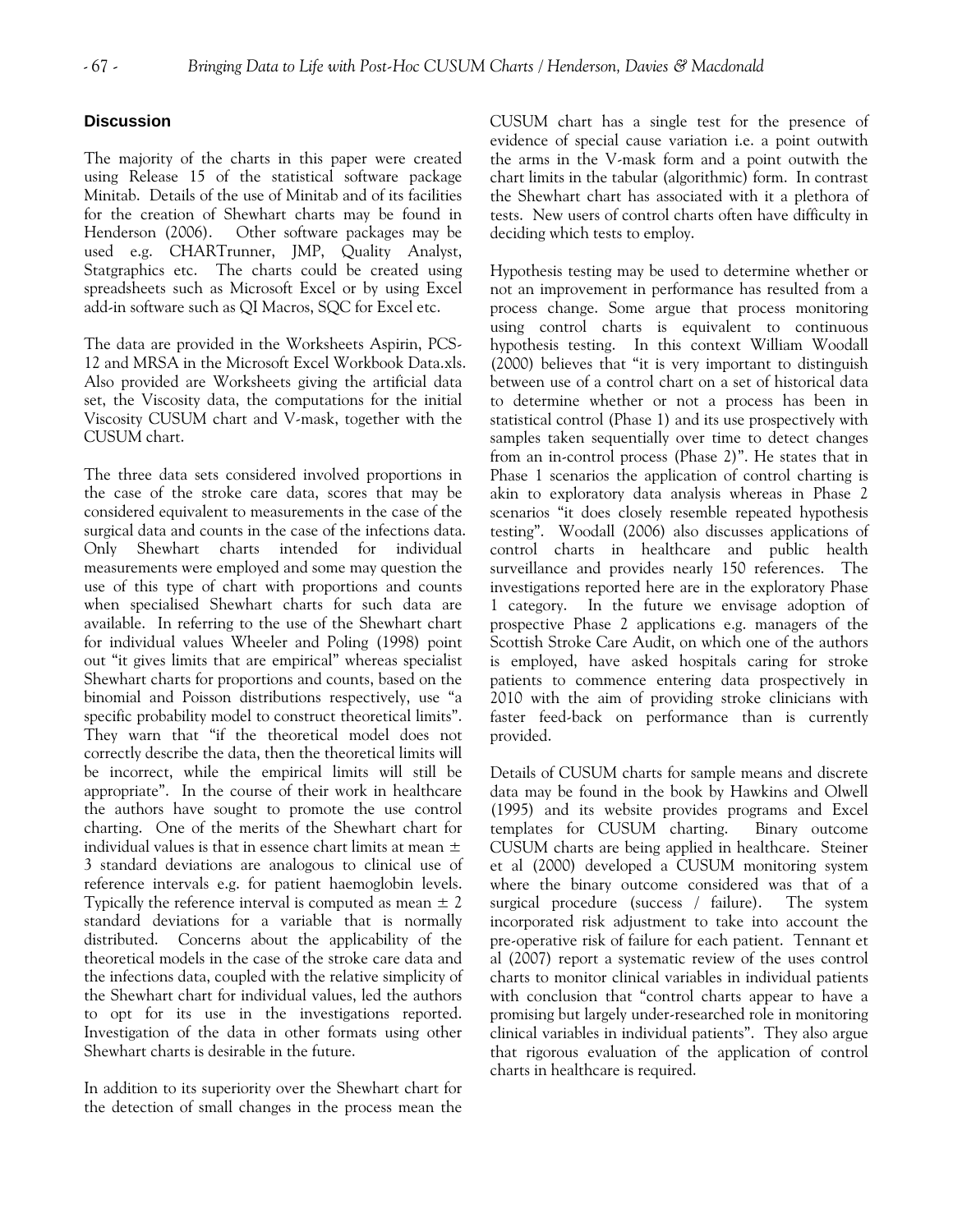## Discussion

The majority of the charts in this paper were created using Release 15 of the statistical software package Minitab. Details of the use of Minitab and of its facilities for the creation of Shewhart charts may be found in Henderson (2006). Other software packages may be used e.g. CHARTrunner, JMP, Quality Analyst, Statgraphics etc. The charts could be created using spreadsheets such as Microsoft Excel or by using Excel add-in software such as QI Macros, SQC for Excel etc.

The data are provided in the Worksheets Aspirin, PCS-12 and MRSA in the Microsoft Excel Workbook Data.xls. Also provided are Worksheets giving the artificial data set, the Viscosity data, the computations for the initial Viscosity CUSUM chart and V-mask, together with the CUSUM chart.

The three data sets considered involved proportions in the case of the stroke care data, scores that may be considered equivalent to measurements in the case of the surgical data and counts in the case of the infections data. Only Shewhart charts intended for individual measurements were employed and some may question the use of this type of chart with proportions and counts when specialised Shewhart charts for such data are available. In referring to the use of the Shewhart chart for individual values Wheeler and Poling (1998) point out "it gives limits that are empirical" whereas specialist Shewhart charts for proportions and counts, based on the binomial and Poisson distributions respectively, use "a specific probability model to construct theoretical limits". They warn that "if the theoretical model does not correctly describe the data, then the theoretical limits will be incorrect, while the empirical limits will still be appropriate". In the course of their work in healthcare the authors have sought to promote the use control charting. One of the merits of the Shewhart chart for individual values is that in essence chart limits at mean ± 3 standard deviations are analogous to clinical use of reference intervals e.g. for patient haemoglobin levels. Typically the reference interval is computed as mean ± 2 standard deviations for a variable that is normally distributed. Concerns about the applicability of the theoretical models in the case of the stroke care data and the infections data, coupled with the relative simplicity of the Shewhart chart for individual values, led the authors to opt for its use in the investigations reported. Investigation of the data in other formats using other Shewhart charts is desirable in the future.

In addition to its superiority over the Shewhart chart for the detection of small changes in the process mean the CUSUM chart has a single test for the presence of evidence of special cause variation i.e. a point outwith the arms in the V-mask form and a point outwith the chart limits in the tabular (algorithmic) form. In contrast the Shewhart chart has associated with it a plethora of tests. New users of control charts often have difficulty in deciding which tests to employ.

Hypothesis testing may be used to determine whether or not an improvement in performance has resulted from a process change. Some argue that process monitoring using control charts is equivalent to continuous hypothesis testing. In this context William Woodall (2000) believes that "it is very important to distinguish between use of a control chart on a set of historical data to determine whether or not a process has been in statistical control (Phase 1) and its use prospectively with samples taken sequentially over time to detect changes from an in-control process (Phase 2)". He states that in Phase 1 scenarios the application of control charting is akin to exploratory data analysis whereas in Phase 2 scenarios "it does closely resemble repeated hypothesis testing". Woodall (2006) also discusses applications of control charts in healthcare and public health surveillance and provides nearly 150 references. The investigations reported here are in the exploratory Phase 1 category. In the future we envisage adoption of prospective Phase 2 applications e.g. managers of the Scottish Stroke Care Audit, on which one of the authors is employed, have asked hospitals caring for stroke patients to commence entering data prospectively in 2010 with the aim of providing stroke clinicians with faster feed-back on performance than is currently provided.

Details of CUSUM charts for sample means and discrete data may be found in the book by Hawkins and Olwell (1995) and its website provides programs and Excel templates for CUSUM charting. Binary outcome CUSUM charts are being applied in healthcare. Steiner et al (2000) developed a CUSUM monitoring system where the binary outcome considered was that of a surgical procedure (success / failure). The system incorporated risk adjustment to take into account the pre-operative risk of failure for each patient. Tennant et al (2007) report a systematic review of the uses control charts to monitor clinical variables in individual patients with conclusion that "control charts appear to have a promising but largely under-researched role in monitoring clinical variables in individual patients". They also argue that rigorous evaluation of the application of control charts in healthcare is required.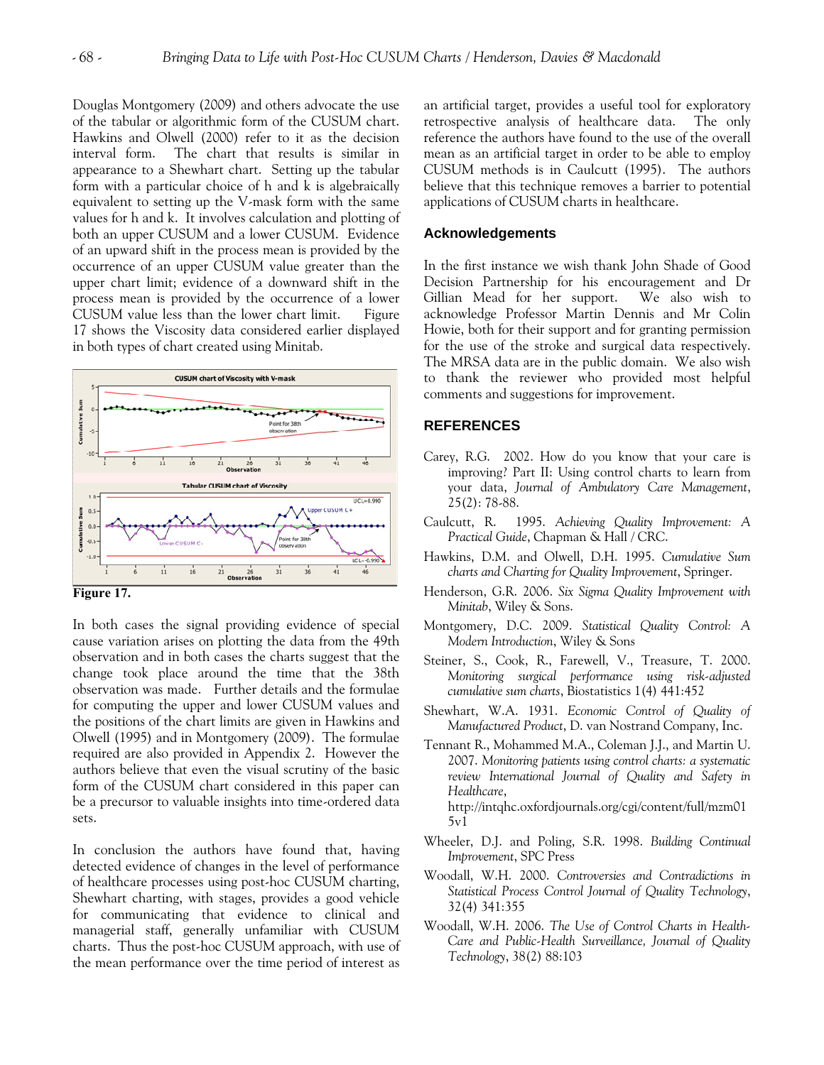Douglas Montgomery (2009) and others advocate the use of the tabular or algorithmic form of the CUSUM chart. Hawkins and Olwell (2000) refer to it as the decision interval form. The chart that results is similar in appearance to a Shewhart chart. Setting up the tabular form with a particular choice of h and k is algebraically equivalent to setting up the V-mask form with the same values for h and k. It involves calculation and plotting of both an upper CUSUM and a lower CUSUM. Evidence of an upward shift in the process mean is provided by the occurrence of an upper CUSUM value greater than the upper chart limit; evidence of a downward shift in the process mean is provided by the occurrence of a lower CUSUM value less than the lower chart limit. Figure 17 shows the Viscosity data considered earlier displayed in both types of chart created using Minitab.

**Figure 17.**

In both cases the signal providing evidence of special cause variation arises on plotting the data from the 49th observation and in both cases the charts suggest that the change took place around the time that the 38th observation was made. Further details and the formulae for computing the upper and lower CUSUM values and the positions of the chart limits are given in Hawkins and Olwell (1995) and in Montgomery (2009). The formulae required are also provided in Appendix 2. However the authors believe that even the visual scrutiny of the basic form of the CUSUM chart considered in this paper can be a precursor to valuable insights into time-ordered data sets.

In conclusion the authors have found that, having detected evidence of changes in the level of performance of healthcare processes using post-hoc CUSUM charting, Shewhart charting, with stages, provides a good vehicle for communicating that evidence to clinical and managerial staff, generally unfamiliar with CUSUM charts. Thus the post-hoc CUSUM approach, with use of the mean performance over the time period of interest as an artificial target, provides a useful tool for exploratory retrospective analysis of healthcare data. The only reference the authors have found to the use of the overall mean as an artificial target in order to be able to employ CUSUM methods is in Caulcutt (1995). The authors believe that this technique removes a barrier to potential applications of CUSUM charts in healthcare.

## Acknowledgements

In the first instance we wish thank John Shade of Good Decision Partnership for his encouragement and Dr Gillian Mead for her support. We also wish to acknowledge Professor Martin Dennis and Mr Colin Howie, both for their support and for granting permission for the use of the stroke and surgical data respectively. The MRSA data are in the public domain. We also wish to thank the reviewer who provided most helpful comments and suggestions for improvement.

## REFERENCES

Carey, R.G. 2002. How do you know that your care is improving? Part II: Using control charts to learn from your data, *Journal of Ambulatory Care Management*, 25(2): 78-88.

Caulcutt, R. 1995. *Achieving Quality Improvement: A Practical Guide*, Chapman & Hall / CRC.

Hawkins, D.M. and Olwell, D.H. 1995. *Cumulative Sum charts and Charting for Quality Improvement*, Springer.

Henderson, G.R. 2006. *Six Sigma Quality Improvement with Minitab*, Wiley & Sons.

Montgomery, D.C. 2009. *Statistical Quality Control: A Modern Introduction*, Wiley & Sons

Steiner, S., Cook, R., Farewell, V., Treasure, T. 2000. *Monitoring surgical performance using risk-adjusted cumulative sum charts*, Biostatistics 1(4) 441:452

Shewhart, W.A. 1931. *Economic Control of Quality of Manufactured Product*, D. van Nostrand Company, Inc.

Tennant R., Mohammed M.A., Coleman J.J., and Martin U. 2007. *Monitoring patients using control charts: a systematic review International Journal of Quality and Safety in Healthcare*, http://intqhc.oxfordjournals.org/cgi/content/full/mzm015v1

Wheeler, D.J. and Poling, S.R. 1998. *Building Continual Improvement*, SPC Press

Woodall, W.H. 2000. *Controversies and Contradictions in Statistical Process Control Journal of Quality Technology*, 32(4) 341:355

Woodall, W.H. 2006. *The Use of Control Charts in Health-Care and Public-Health Surveillance, Journal of Quality Technology*, 38(2) 88:103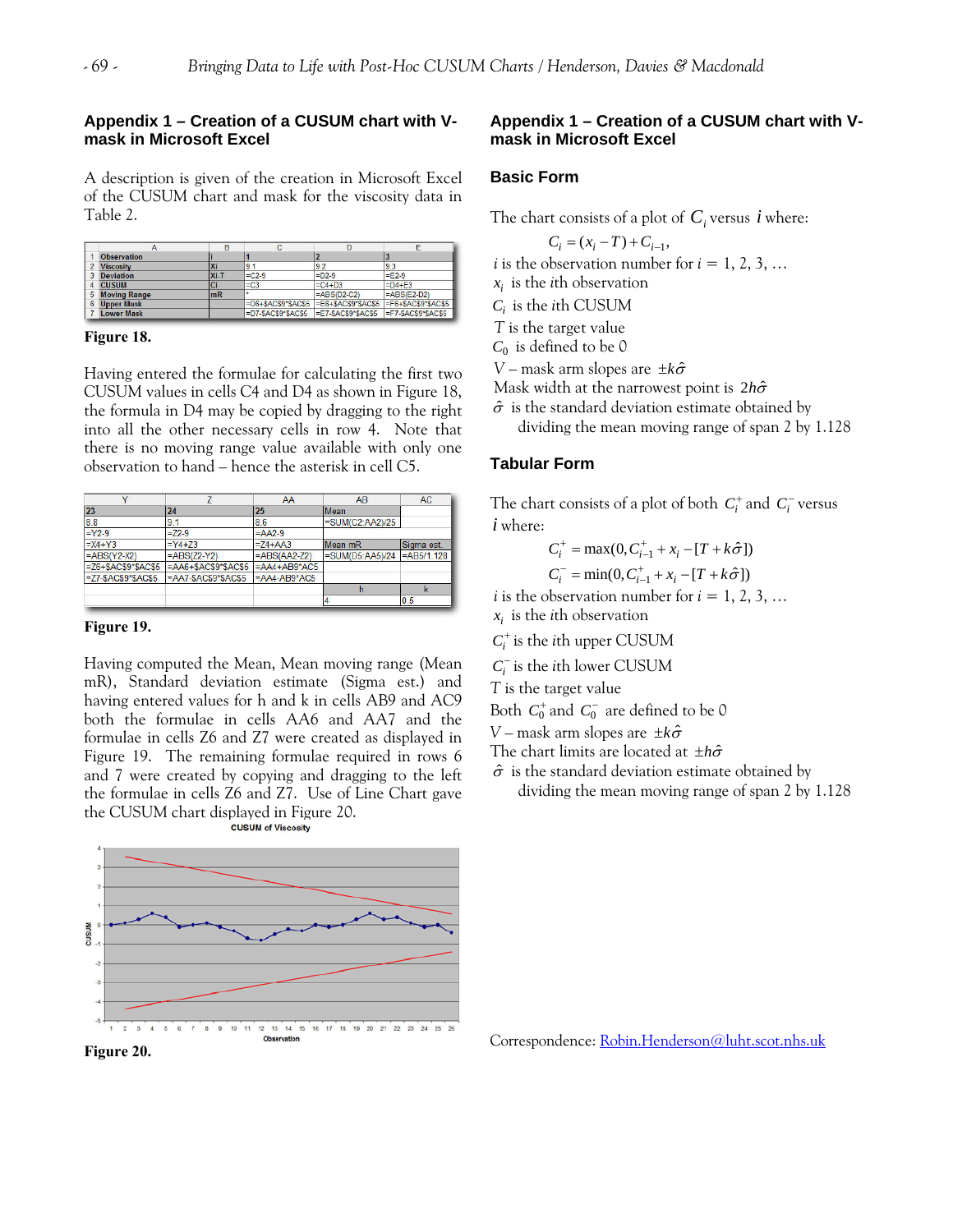## Appendix 1 – Creation of a CUSUM chart with V-mask in Microsoft Excel

A description is given of the creation in Microsoft Excel of the CUSUM chart and mask for the viscosity data in Table 2.

| | A | B | C | D | E |
|---|---|---|---|---|---|
| 1 | Observation | i | 1 | 2 | 3 |
| 2 | Viscosity | Xi | 9.1 | 9.2 | 9.3 |
| 3 | Deviation | Xi-T | =C2-9 | =D2-9 | =E2-9 |
| 4 | CUSUM | Ci | =C3 | =C4+D3 | =D4+E3 |
| 5 | Moving Range | mR | * | =ABS(D2-C2) | =ABS(E2-D2) |
| 6 | Upper Mask | | =D6+$AC$9*$AC$5 | =E6+$AC$9*$AC$5 | =F6+$AC$9*$AC$5 |
| 7 | Lower Mask | | =D7-$AC$9*$AC$5 | =E7-$AC$9*$AC$5 | =F7-$AC$9*$AC$5 |

**Figure 18.**

Having entered the formulae for calculating the first two CUSUM values in cells C4 and D4 as shown in Figure 18, the formula in D4 may be copied by dragging to the right into all the other necessary cells in row 4. Note that there is no moving range value available with only one observation to hand – hence the asterisk in cell C5.

| Y | Z | AA | AB | AC |
|---|---|---|---|---|
| 23 | 24 | 25 | Mean | |
| 8.8 | 9.1 | 8.6 | =SUM(C2:AA2)/25 | |
| =Y2-9 | =Z2-9 | =AA2-9 | | |
| =X4+Y3 | =Y4+Z3 | =Z4+AA3 | Mean mR | Sigma est. |
| =ABS(Y2-X2) | =ABS(Z2-Y2) | =ABS(AA2-Z2) | =SUM(D5:AA5)/24 | =AB5/1.128 |
| =Z6+$AC$9*$AC$5 | =AA6+$AC$9*$AC$5 | =AA4+AB9*AC5 | | |
| =Z7-$AC$9*$AC$5 | =AA7-$AC$9*$AC$5 | =AA4-AB9*AC5 | | |
| | | | h | k |
| | | | 4 | 0.5 |

**Figure 19.**

Having computed the Mean, Mean moving range (Mean mR), Standard deviation estimate (Sigma est.) and having entered values for h and k in cells AB9 and AC9 both the formulae in cells AA6 and AA7 and the formulae in cells Z6 and Z7 were created as displayed in Figure 19. The remaining formulae required in rows 6 and 7 were created by copying and dragging to the left the formulae in cells Z6 and Z7. Use of Line Chart gave the CUSUM chart displayed in Figure 20.

CUSUM of Viscosity

CUSUM

Observation

**Figure 20.**

## Appendix 1 – Creation of a CUSUM chart with V-mask in Microsoft Excel

### Basic Form

The chart consists of a plot of $C_i$ versus $i$ where:

$$C_i = (x_i - T) + C_{i-1},$$

$i$ is the observation number for $i = 1, 2, 3, \ldots$

$x_i$ is the $i$th observation

$C_i$ is the $i$th CUSUM

$T$ is the target value

$C_0$ is defined to be 0

$V$ – mask arm slopes are $\pm k\hat{\sigma}$

Mask width at the narrowest point is $2h\hat{\sigma}$

$\hat{\sigma}$ is the standard deviation estimate obtained by dividing the mean moving range of span 2 by 1.128

### Tabular Form

The chart consists of a plot of both $C_i^+$ and $C_i^-$ versus $i$ where:

$$C_i^+ = \max(0, C_{i-1}^+ + x_i - [T + k\hat{\sigma}])$$

$$C_i^- = \min(0, C_{i-1}^+ + x_i - [T + k\hat{\sigma}])$$

$i$ is the observation number for $i = 1, 2, 3, \ldots$

$x_i$ is the $i$th observation

$C_i^+$ is the $i$th upper CUSUM

$C_i^-$ is the $i$th lower CUSUM

$T$ is the target value

Both $C_0^+$ and $C_0^-$ are defined to be 0

$V$ – mask arm slopes are $\pm k\hat{\sigma}$

The chart limits are located at $\pm h\hat{\sigma}$

$\hat{\sigma}$ is the standard deviation estimate obtained by dividing the mean moving range of span 2 by 1.128

Correspondence: Robin.Henderson@luht.scot.nhs.uk